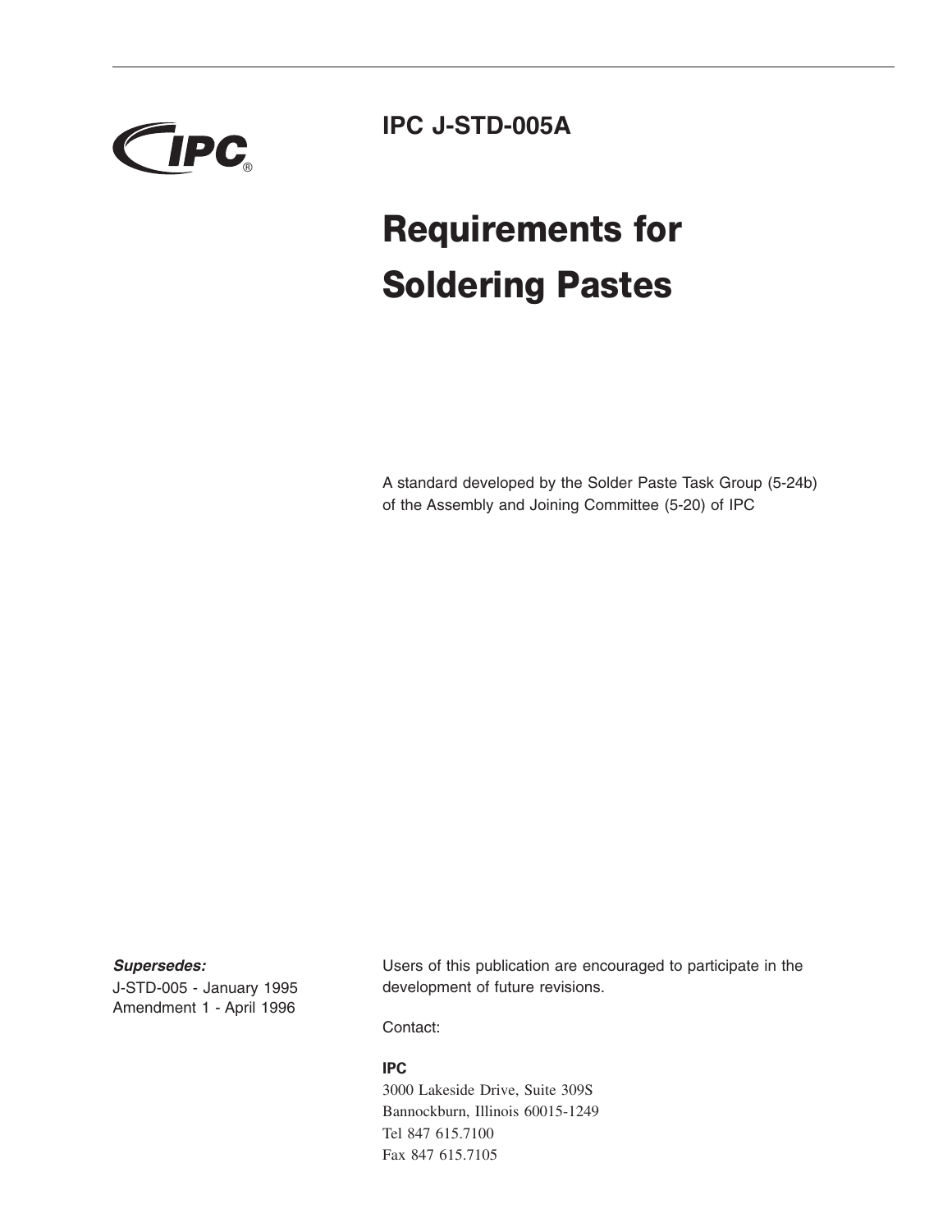IPC

# IPC J-STD-005A

# Requirements for Soldering Pastes

A standard developed by the Solder Paste Task Group (5-24b) of the Assembly and Joining Committee (5-20) of IPC

***Supersedes:***

J-STD-005 - January 1995
Amendment 1 - April 1996

Users of this publication are encouraged to participate in the development of future revisions.

Contact:

**IPC**
3000 Lakeside Drive, Suite 309S
Bannockburn, Illinois 60015-1249
Tel 847 615.7100
Fax 847 615.7105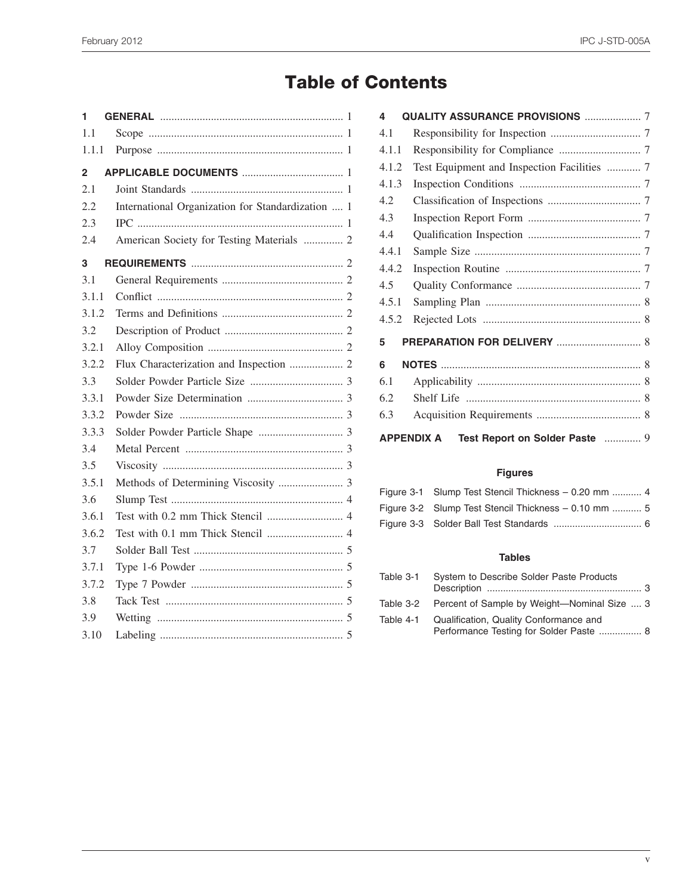# Table of Contents

**1 GENERAL** ..... 1

1.1 Scope ..... 1

1.1.1 Purpose ..... 1

**2 APPLICABLE DOCUMENTS** ..... 1

2.1 Joint Standards ..... 1

2.2 International Organization for Standardization ..... 1

2.3 IPC ..... 1

2.4 American Society for Testing Materials ..... 2

**3 REQUIREMENTS** ..... 2

3.1 General Requirements ..... 2

3.1.1 Conflict ..... 2

3.1.2 Terms and Definitions ..... 2

3.2 Description of Product ..... 2

3.2.1 Alloy Composition ..... 2

3.2.2 Flux Characterization and Inspection ..... 2

3.3 Solder Powder Particle Size ..... 3

3.3.1 Powder Size Determination ..... 3

3.3.2 Powder Size ..... 3

3.3.3 Solder Powder Particle Shape ..... 3

3.4 Metal Percent ..... 3

3.5 Viscosity ..... 3

3.5.1 Methods of Determining Viscosity ..... 3

3.6 Slump Test ..... 4

3.6.1 Test with 0.2 mm Thick Stencil ..... 4

3.6.2 Test with 0.1 mm Thick Stencil ..... 4

3.7 Solder Ball Test ..... 5

3.7.1 Type 1-6 Powder ..... 5

3.7.2 Type 7 Powder ..... 5

3.8 Tack Test ..... 5

3.9 Wetting ..... 5

3.10 Labeling ..... 5

**4 QUALITY ASSURANCE PROVISIONS** ..... 7

4.1 Responsibility for Inspection ..... 7

4.1.1 Responsibility for Compliance ..... 7

4.1.2 Test Equipment and Inspection Facilities ..... 7

4.1.3 Inspection Conditions ..... 7

4.2 Classification of Inspections ..... 7

4.3 Inspection Report Form ..... 7

4.4 Qualification Inspection ..... 7

4.4.1 Sample Size ..... 7

4.4.2 Inspection Routine ..... 7

4.5 Quality Conformance ..... 7

4.5.1 Sampling Plan ..... 8

4.5.2 Rejected Lots ..... 8

**5 PREPARATION FOR DELIVERY** ..... 8

**6 NOTES** ..... 8

6.1 Applicability ..... 8

6.2 Shelf Life ..... 8

6.3 Acquisition Requirements ..... 8

**APPENDIX A Test Report on Solder Paste** ..... 9

## Figures

Figure 3-1 Slump Test Stencil Thickness – 0.20 mm ..... 4

Figure 3-2 Slump Test Stencil Thickness – 0.10 mm ..... 5

Figure 3-3 Solder Ball Test Standards ..... 6

## Tables

Table 3-1 System to Describe Solder Paste Products Description ..... 3

Table 3-2 Percent of Sample by Weight—Nominal Size ..... 3

Table 4-1 Qualification, Quality Conformance and Performance Testing for Solder Paste ..... 8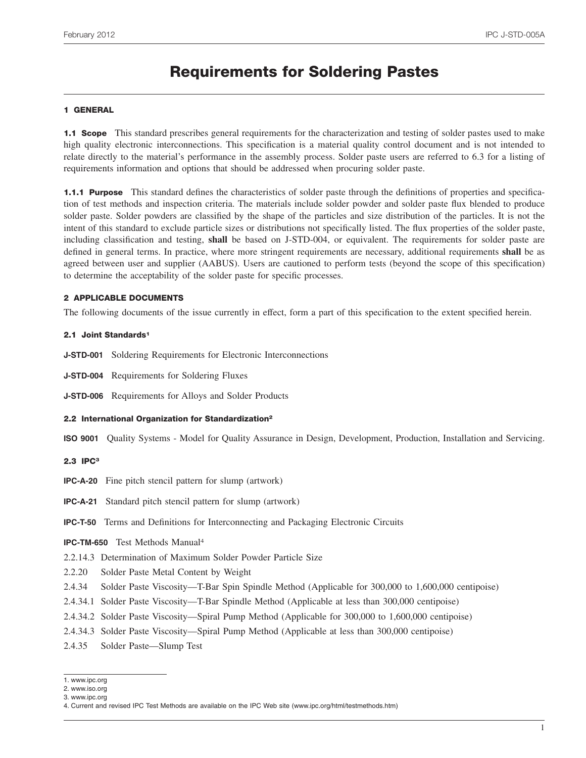# Requirements for Soldering Pastes

## 1 GENERAL

**1.1 Scope** This standard prescribes general requirements for the characterization and testing of solder pastes used to make high quality electronic interconnections. This specification is a material quality control document and is not intended to relate directly to the material's performance in the assembly process. Solder paste users are referred to 6.3 for a listing of requirements information and options that should be addressed when procuring solder paste.

**1.1.1 Purpose** This standard defines the characteristics of solder paste through the definitions of properties and specification of test methods and inspection criteria. The materials include solder powder and solder paste flux blended to produce solder paste. Solder powders are classified by the shape of the particles and size distribution of the particles. It is not the intent of this standard to exclude particle sizes or distributions not specifically listed. The flux properties of the solder paste, including classification and testing, **shall** be based on J-STD-004, or equivalent. The requirements for solder paste are defined in general terms. In practice, where more stringent requirements are necessary, additional requirements **shall** be as agreed between user and supplier (AABUS). Users are cautioned to perform tests (beyond the scope of this specification) to determine the acceptability of the solder paste for specific processes.

## 2 APPLICABLE DOCUMENTS

The following documents of the issue currently in effect, form a part of this specification to the extent specified herein.

### 2.1 Joint Standards[1]

**J-STD-001** Soldering Requirements for Electronic Interconnections

**J-STD-004** Requirements for Soldering Fluxes

**J-STD-006** Requirements for Alloys and Solder Products

### 2.2 International Organization for Standardization[2]

**ISO 9001** Quality Systems - Model for Quality Assurance in Design, Development, Production, Installation and Servicing.

### 2.3 IPC[3]

**IPC-A-20** Fine pitch stencil pattern for slump (artwork)

**IPC-A-21** Standard pitch stencil pattern for slump (artwork)

**IPC-T-50** Terms and Definitions for Interconnecting and Packaging Electronic Circuits

**IPC-TM-650** Test Methods Manual[4]

2.2.14.3 Determination of Maximum Solder Powder Particle Size

2.2.20 Solder Paste Metal Content by Weight

2.4.34 Solder Paste Viscosity—T-Bar Spin Spindle Method (Applicable for 300,000 to 1,600,000 centipoise)

2.4.34.1 Solder Paste Viscosity—T-Bar Spindle Method (Applicable at less than 300,000 centipoise)

2.4.34.2 Solder Paste Viscosity—Spiral Pump Method (Applicable for 300,000 to 1,600,000 centipoise)

2.4.34.3 Solder Paste Viscosity—Spiral Pump Method (Applicable at less than 300,000 centipoise)

2.4.35 Solder Paste—Slump Test

1. www.ipc.org
2. www.iso.org
3. www.ipc.org
4. Current and revised IPC Test Methods are available on the IPC Web site (www.ipc.org/html/testmethods.htm)